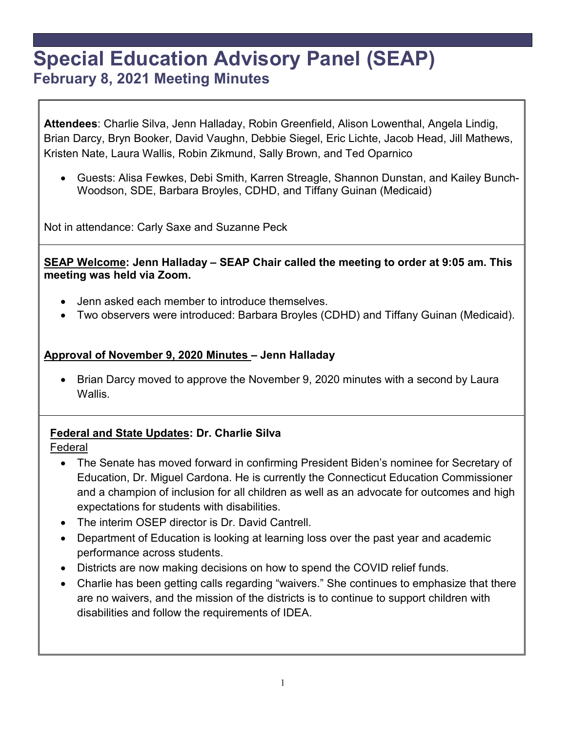# Special Education Advisory Panel (SEAP)

## February 8, 2021 Meeting Minutes

**Attendees**: Charlie Silva, Jenn Halladay, Robin Greenfield, Alison Lowenthal, Angela Lindig, Brian Darcy, Bryn Booker, David Vaughn, Debbie Siegel, Eric Lichte, Jacob Head, Jill Mathews, Kristen Nate, Laura Wallis, Robin Zikmund, Sally Brown, and Ted Oparnico

- Guests: Alisa Fewkes, Debi Smith, Karren Streagle, Shannon Dunstan, and Kailey Bunch-Woodson, SDE, Barbara Broyles, CDHD, and Tiffany Guinan (Medicaid)

Not in attendance: Carly Saxe and Suzanne Peck

**SEAP Welcome: Jenn Halladay – SEAP Chair called the meeting to order at 9:05 am. This meeting was held via Zoom.**

- Jenn asked each member to introduce themselves.
- Two observers were introduced: Barbara Broyles (CDHD) and Tiffany Guinan (Medicaid).

**Approval of November 9, 2020 Minutes – Jenn Halladay**

- Brian Darcy moved to approve the November 9, 2020 minutes with a second by Laura Wallis.

**Federal and State Updates: Dr. Charlie Silva**

Federal

- The Senate has moved forward in confirming President Biden's nominee for Secretary of Education, Dr. Miguel Cardona. He is currently the Connecticut Education Commissioner and a champion of inclusion for all children as well as an advocate for outcomes and high expectations for students with disabilities.
- The interim OSEP director is Dr. David Cantrell.
- Department of Education is looking at learning loss over the past year and academic performance across students.
- Districts are now making decisions on how to spend the COVID relief funds.
- Charlie has been getting calls regarding "waivers." She continues to emphasize that there are no waivers, and the mission of the districts is to continue to support children with disabilities and follow the requirements of IDEA.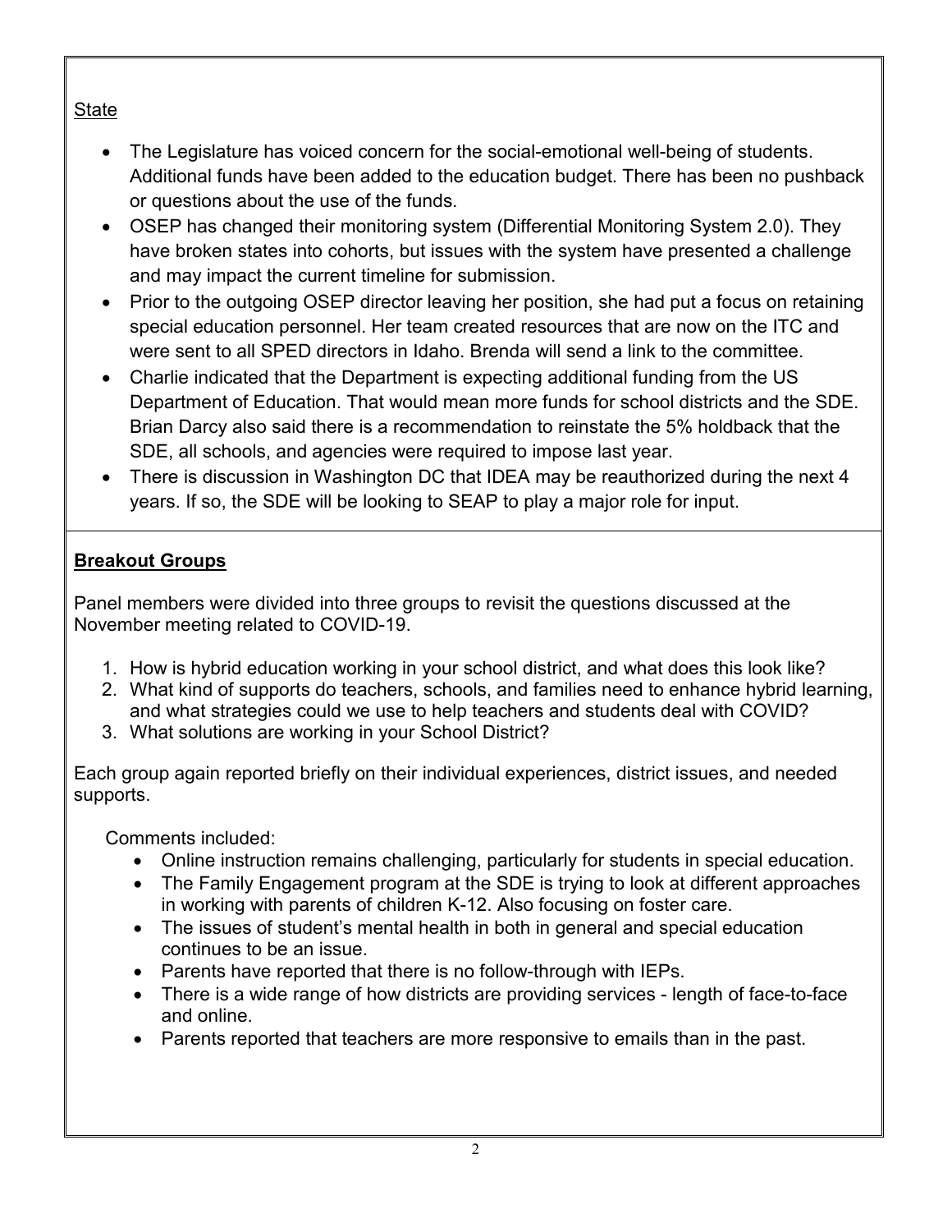State

- The Legislature has voiced concern for the social-emotional well-being of students. Additional funds have been added to the education budget. There has been no pushback or questions about the use of the funds.
- OSEP has changed their monitoring system (Differential Monitoring System 2.0). They have broken states into cohorts, but issues with the system have presented a challenge and may impact the current timeline for submission.
- Prior to the outgoing OSEP director leaving her position, she had put a focus on retaining special education personnel. Her team created resources that are now on the ITC and were sent to all SPED directors in Idaho. Brenda will send a link to the committee.
- Charlie indicated that the Department is expecting additional funding from the US Department of Education. That would mean more funds for school districts and the SDE. Brian Darcy also said there is a recommendation to reinstate the 5% holdback that the SDE, all schools, and agencies were required to impose last year.
- There is discussion in Washington DC that IDEA may be reauthorized during the next 4 years. If so, the SDE will be looking to SEAP to play a major role for input.

**Breakout Groups**

Panel members were divided into three groups to revisit the questions discussed at the November meeting related to COVID-19.

1. How is hybrid education working in your school district, and what does this look like?
2. What kind of supports do teachers, schools, and families need to enhance hybrid learning, and what strategies could we use to help teachers and students deal with COVID?
3. What solutions are working in your School District?

Each group again reported briefly on their individual experiences, district issues, and needed supports.

Comments included:

- Online instruction remains challenging, particularly for students in special education.
- The Family Engagement program at the SDE is trying to look at different approaches in working with parents of children K-12. Also focusing on foster care.
- The issues of student's mental health in both in general and special education continues to be an issue.
- Parents have reported that there is no follow-through with IEPs.
- There is a wide range of how districts are providing services - length of face-to-face and online.
- Parents reported that teachers are more responsive to emails than in the past.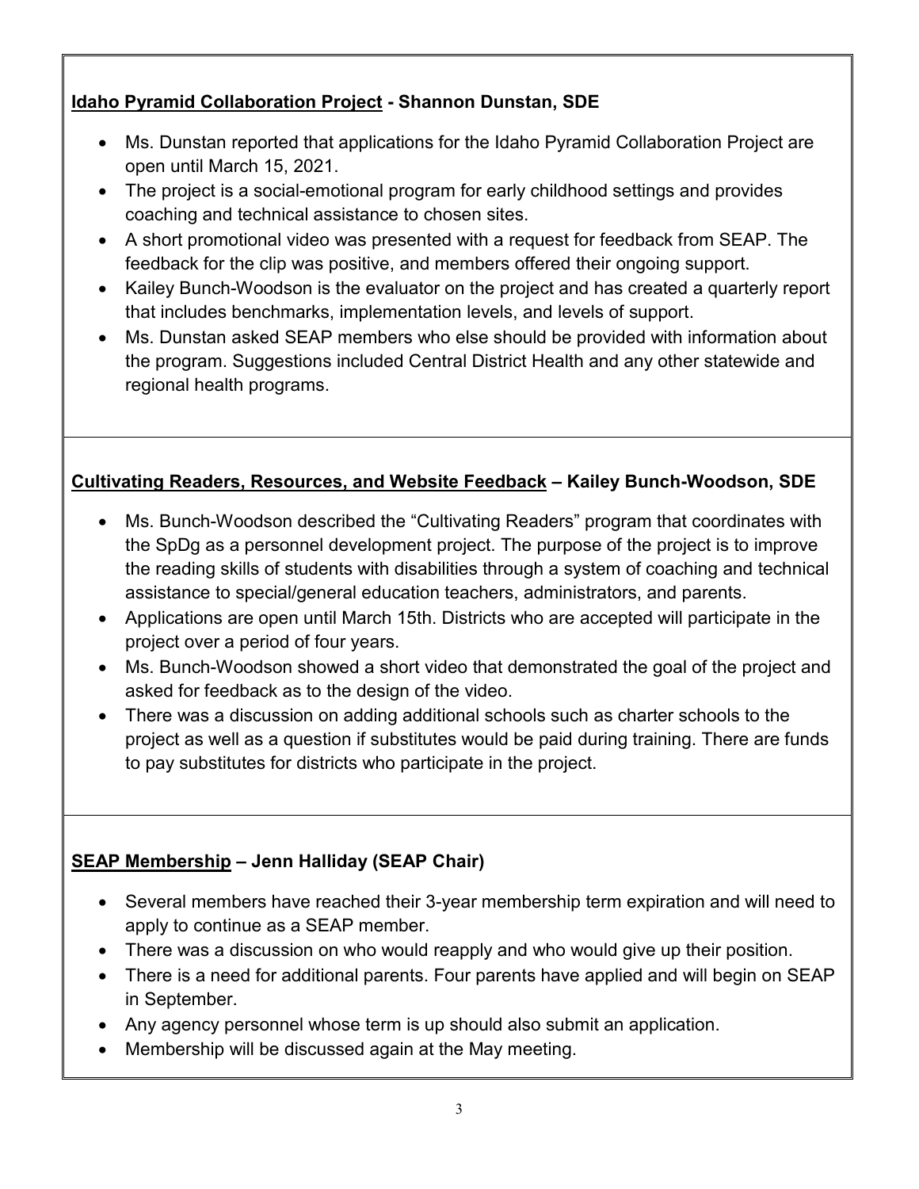**Idaho Pyramid Collaboration Project - Shannon Dunstan, SDE**

- Ms. Dunstan reported that applications for the Idaho Pyramid Collaboration Project are open until March 15, 2021.
- The project is a social-emotional program for early childhood settings and provides coaching and technical assistance to chosen sites.
- A short promotional video was presented with a request for feedback from SEAP. The feedback for the clip was positive, and members offered their ongoing support.
- Kailey Bunch-Woodson is the evaluator on the project and has created a quarterly report that includes benchmarks, implementation levels, and levels of support.
- Ms. Dunstan asked SEAP members who else should be provided with information about the program. Suggestions included Central District Health and any other statewide and regional health programs.

**Cultivating Readers, Resources, and Website Feedback – Kailey Bunch-Woodson, SDE**

- Ms. Bunch-Woodson described the "Cultivating Readers" program that coordinates with the SpDg as a personnel development project. The purpose of the project is to improve the reading skills of students with disabilities through a system of coaching and technical assistance to special/general education teachers, administrators, and parents.
- Applications are open until March 15th. Districts who are accepted will participate in the project over a period of four years.
- Ms. Bunch-Woodson showed a short video that demonstrated the goal of the project and asked for feedback as to the design of the video.
- There was a discussion on adding additional schools such as charter schools to the project as well as a question if substitutes would be paid during training. There are funds to pay substitutes for districts who participate in the project.

**SEAP Membership – Jenn Halliday (SEAP Chair)**

- Several members have reached their 3-year membership term expiration and will need to apply to continue as a SEAP member.
- There was a discussion on who would reapply and who would give up their position.
- There is a need for additional parents. Four parents have applied and will begin on SEAP in September.
- Any agency personnel whose term is up should also submit an application.
- Membership will be discussed again at the May meeting.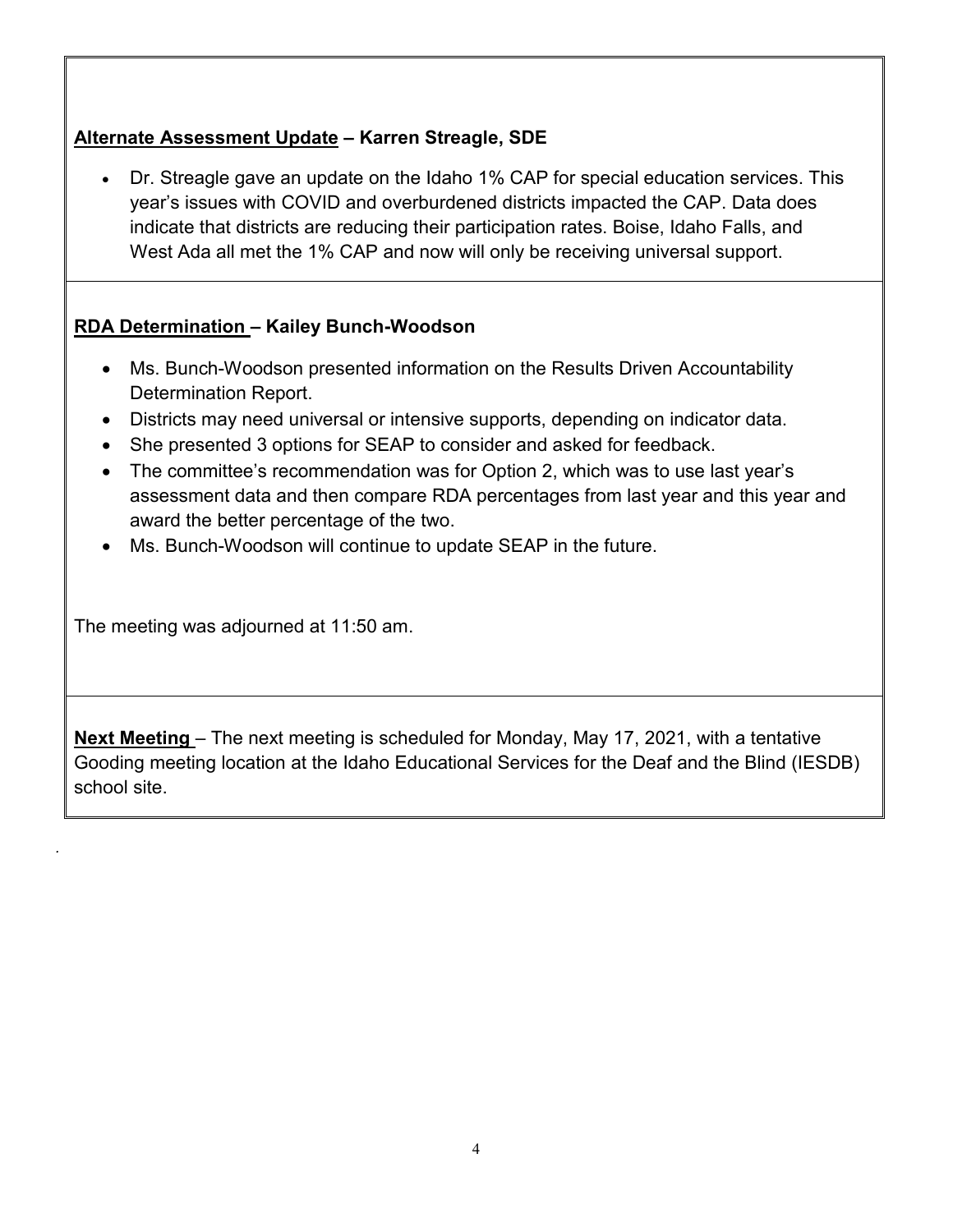**Alternate Assessment Update – Karren Streagle, SDE**

- Dr. Streagle gave an update on the Idaho 1% CAP for special education services. This year's issues with COVID and overburdened districts impacted the CAP. Data does indicate that districts are reducing their participation rates. Boise, Idaho Falls, and West Ada all met the 1% CAP and now will only be receiving universal support.

**RDA Determination – Kailey Bunch-Woodson**

- Ms. Bunch-Woodson presented information on the Results Driven Accountability Determination Report.
- Districts may need universal or intensive supports, depending on indicator data.
- She presented 3 options for SEAP to consider and asked for feedback.
- The committee's recommendation was for Option 2, which was to use last year's assessment data and then compare RDA percentages from last year and this year and award the better percentage of the two.
- Ms. Bunch-Woodson will continue to update SEAP in the future.

The meeting was adjourned at 11:50 am.

**Next Meeting** – The next meeting is scheduled for Monday, May 17, 2021, with a tentative Gooding meeting location at the Idaho Educational Services for the Deaf and the Blind (IESDB) school site.